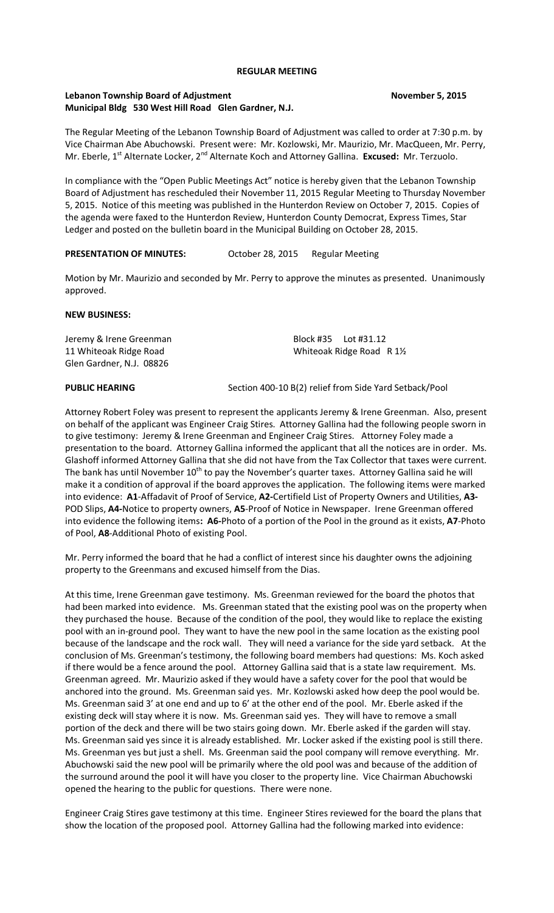**REGULAR MEETING**

**Lebanon Township Board of Adjustment November 5, 2015**
**Municipal Bldg 530 West Hill Road Glen Gardner, N.J.**

The Regular Meeting of the Lebanon Township Board of Adjustment was called to order at 7:30 p.m. by Vice Chairman Abe Abuchowski. Present were: Mr. Kozlowski, Mr. Maurizio, Mr. MacQueen, Mr. Perry, Mr. Eberle, 1st Alternate Locker, 2nd Alternate Koch and Attorney Gallina. **Excused:** Mr. Terzuolo.

In compliance with the "Open Public Meetings Act" notice is hereby given that the Lebanon Township Board of Adjustment has rescheduled their November 11, 2015 Regular Meeting to Thursday November 5, 2015. Notice of this meeting was published in the Hunterdon Review on October 7, 2015. Copies of the agenda were faxed to the Hunterdon Review, Hunterdon County Democrat, Express Times, Star Ledger and posted on the bulletin board in the Municipal Building on October 28, 2015.

**PRESENTATION OF MINUTES:** October 28, 2015 Regular Meeting

Motion by Mr. Maurizio and seconded by Mr. Perry to approve the minutes as presented. Unanimously approved.

**NEW BUSINESS:**

Jeremy & Irene Greenman Block #35 Lot #31.12
11 Whiteoak Ridge Road Whiteoak Ridge Road R 1½
Glen Gardner, N.J. 08826

**PUBLIC HEARING** Section 400-10 B(2) relief from Side Yard Setback/Pool

Attorney Robert Foley was present to represent the applicants Jeremy & Irene Greenman. Also, present on behalf of the applicant was Engineer Craig Stires. Attorney Gallina had the following people sworn in to give testimony: Jeremy & Irene Greenman and Engineer Craig Stires. Attorney Foley made a presentation to the board. Attorney Gallina informed the applicant that all the notices are in order. Ms. Glashoff informed Attorney Gallina that she did not have from the Tax Collector that taxes were current. The bank has until November 10th to pay the November's quarter taxes. Attorney Gallina said he will make it a condition of approval if the board approves the application. The following items were marked into evidence: **A1**-Affadavit of Proof of Service, **A2-**Certifield List of Property Owners and Utilities, **A3-**POD Slips, **A4-**Notice to property owners, **A5**-Proof of Notice in Newspaper. Irene Greenman offered into evidence the following items**: A6-**Photo of a portion of the Pool in the ground as it exists, **A7**-Photo of Pool, **A8**-Additional Photo of existing Pool.

Mr. Perry informed the board that he had a conflict of interest since his daughter owns the adjoining property to the Greenmans and excused himself from the Dias.

At this time, Irene Greenman gave testimony. Ms. Greenman reviewed for the board the photos that had been marked into evidence. Ms. Greenman stated that the existing pool was on the property when they purchased the house. Because of the condition of the pool, they would like to replace the existing pool with an in-ground pool. They want to have the new pool in the same location as the existing pool because of the landscape and the rock wall. They will need a variance for the side yard setback. At the conclusion of Ms. Greenman's testimony, the following board members had questions: Ms. Koch asked if there would be a fence around the pool. Attorney Gallina said that is a state law requirement. Ms. Greenman agreed. Mr. Maurizio asked if they would have a safety cover for the pool that would be anchored into the ground. Ms. Greenman said yes. Mr. Kozlowski asked how deep the pool would be. Ms. Greenman said 3' at one end and up to 6' at the other end of the pool. Mr. Eberle asked if the existing deck will stay where it is now. Ms. Greenman said yes. They will have to remove a small portion of the deck and there will be two stairs going down. Mr. Eberle asked if the garden will stay. Ms. Greenman said yes since it is already established. Mr. Locker asked if the existing pool is still there. Ms. Greenman yes but just a shell. Ms. Greenman said the pool company will remove everything. Mr. Abuchowski said the new pool will be primarily where the old pool was and because of the addition of the surround around the pool it will have you closer to the property line. Vice Chairman Abuchowski opened the hearing to the public for questions. There were none.

Engineer Craig Stires gave testimony at this time. Engineer Stires reviewed for the board the plans that show the location of the proposed pool. Attorney Gallina had the following marked into evidence: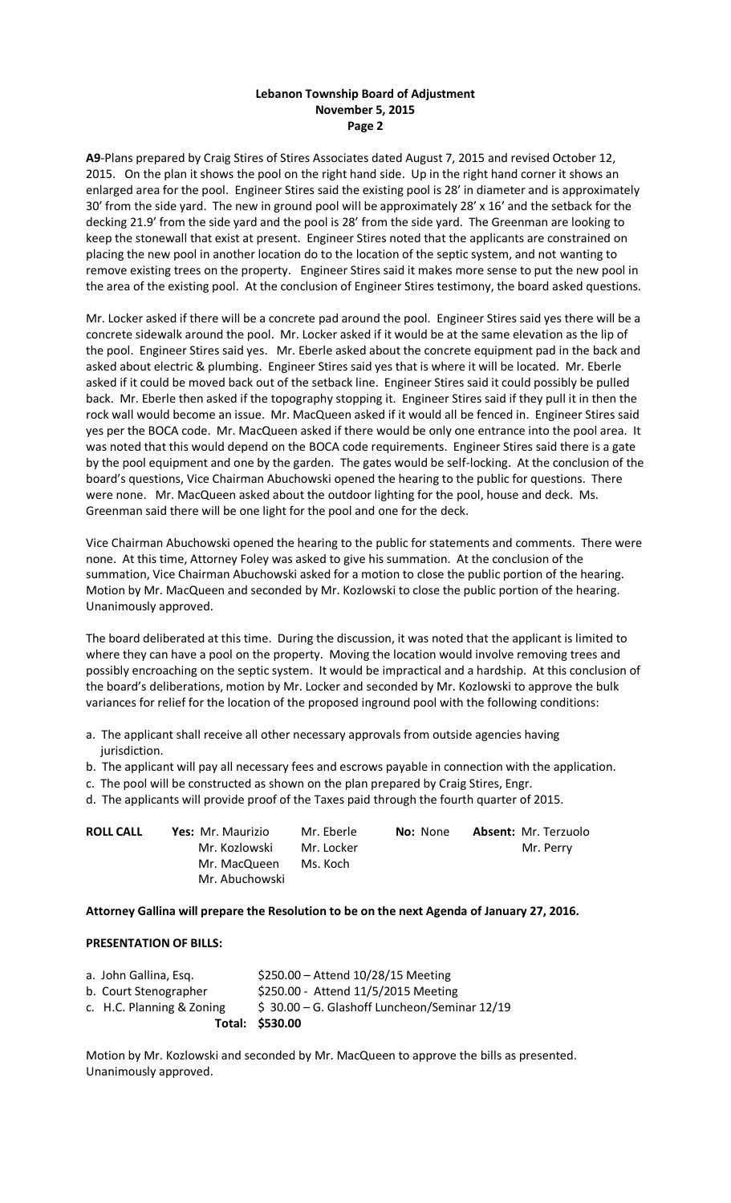**A9**-Plans prepared by Craig Stires of Stires Associates dated August 7, 2015 and revised October 12, 2015. On the plan it shows the pool on the right hand side. Up in the right hand corner it shows an enlarged area for the pool. Engineer Stires said the existing pool is 28' in diameter and is approximately 30' from the side yard. The new in ground pool will be approximately 28' x 16' and the setback for the decking 21.9' from the side yard and the pool is 28' from the side yard. The Greenman are looking to keep the stonewall that exist at present. Engineer Stires noted that the applicants are constrained on placing the new pool in another location do to the location of the septic system, and not wanting to remove existing trees on the property. Engineer Stires said it makes more sense to put the new pool in the area of the existing pool. At the conclusion of Engineer Stires testimony, the board asked questions.

Mr. Locker asked if there will be a concrete pad around the pool. Engineer Stires said yes there will be a concrete sidewalk around the pool. Mr. Locker asked if it would be at the same elevation as the lip of the pool. Engineer Stires said yes. Mr. Eberle asked about the concrete equipment pad in the back and asked about electric & plumbing. Engineer Stires said yes that is where it will be located. Mr. Eberle asked if it could be moved back out of the setback line. Engineer Stires said it could possibly be pulled back. Mr. Eberle then asked if the topography stopping it. Engineer Stires said if they pull it in then the rock wall would become an issue. Mr. MacQueen asked if it would all be fenced in. Engineer Stires said yes per the BOCA code. Mr. MacQueen asked if there would be only one entrance into the pool area. It was noted that this would depend on the BOCA code requirements. Engineer Stires said there is a gate by the pool equipment and one by the garden. The gates would be self-locking. At the conclusion of the board's questions, Vice Chairman Abuchowski opened the hearing to the public for questions. There were none. Mr. MacQueen asked about the outdoor lighting for the pool, house and deck. Ms. Greenman said there will be one light for the pool and one for the deck.

Vice Chairman Abuchowski opened the hearing to the public for statements and comments. There were none. At this time, Attorney Foley was asked to give his summation. At the conclusion of the summation, Vice Chairman Abuchowski asked for a motion to close the public portion of the hearing. Motion by Mr. MacQueen and seconded by Mr. Kozlowski to close the public portion of the hearing. Unanimously approved.

The board deliberated at this time. During the discussion, it was noted that the applicant is limited to where they can have a pool on the property. Moving the location would involve removing trees and possibly encroaching on the septic system. It would be impractical and a hardship. At this conclusion of the board's deliberations, motion by Mr. Locker and seconded by Mr. Kozlowski to approve the bulk variances for relief for the location of the proposed inground pool with the following conditions:

a. The applicant shall receive all other necessary approvals from outside agencies having jurisdiction.
b. The applicant will pay all necessary fees and escrows payable in connection with the application.
c. The pool will be constructed as shown on the plan prepared by Craig Stires, Engr.
d. The applicants will provide proof of the Taxes paid through the fourth quarter of 2015.

| **ROLL CALL** | **Yes:** Mr. Maurizio | Mr. Eberle | **No:** None | **Absent:** Mr. Terzuolo |
|---|---|---|---|---|
| | Mr. Kozlowski | Mr. Locker | | Mr. Perry |
| | Mr. MacQueen | Ms. Koch | | |
| | Mr. Abuchowski | | | |

**Attorney Gallina will prepare the Resolution to be on the next Agenda of January 27, 2016.**

**PRESENTATION OF BILLS:**

| | |
|---|---|
| a. John Gallina, Esq. | $250.00 – Attend 10/28/15 Meeting |
| b. Court Stenographer | $250.00 - Attend 11/5/2015 Meeting |
| c. H.C. Planning & Zoning | $ 30.00 – G. Glashoff Luncheon/Seminar 12/19 |
| **Total:** | **$530.00** |

Motion by Mr. Kozlowski and seconded by Mr. MacQueen to approve the bills as presented. Unanimously approved.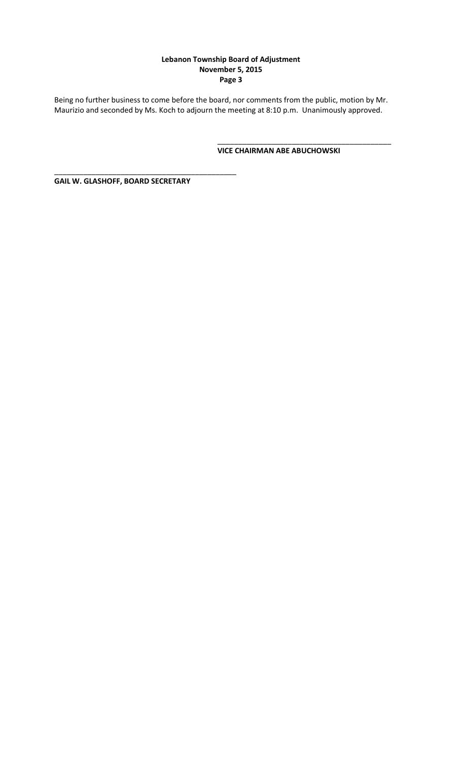Being no further business to come before the board, nor comments from the public, motion by Mr. Maurizio and seconded by Ms. Koch to adjourn the meeting at 8:10 p.m. Unanimously approved.

\_\_\_\_\_\_\_\_\_\_\_\_\_\_\_\_\_\_\_\_\_\_\_\_\_\_\_\_\_\_\_\_\_\_\_\_\_\_\_\_\_\_\_

**VICE CHAIRMAN ABE ABUCHOWSKI**

\_\_\_\_\_\_\_\_\_\_\_\_\_\_\_\_\_\_\_\_\_\_\_\_\_\_\_\_\_\_\_\_\_\_\_\_\_\_\_\_\_\_\_

**GAIL W. GLASHOFF, BOARD SECRETARY**